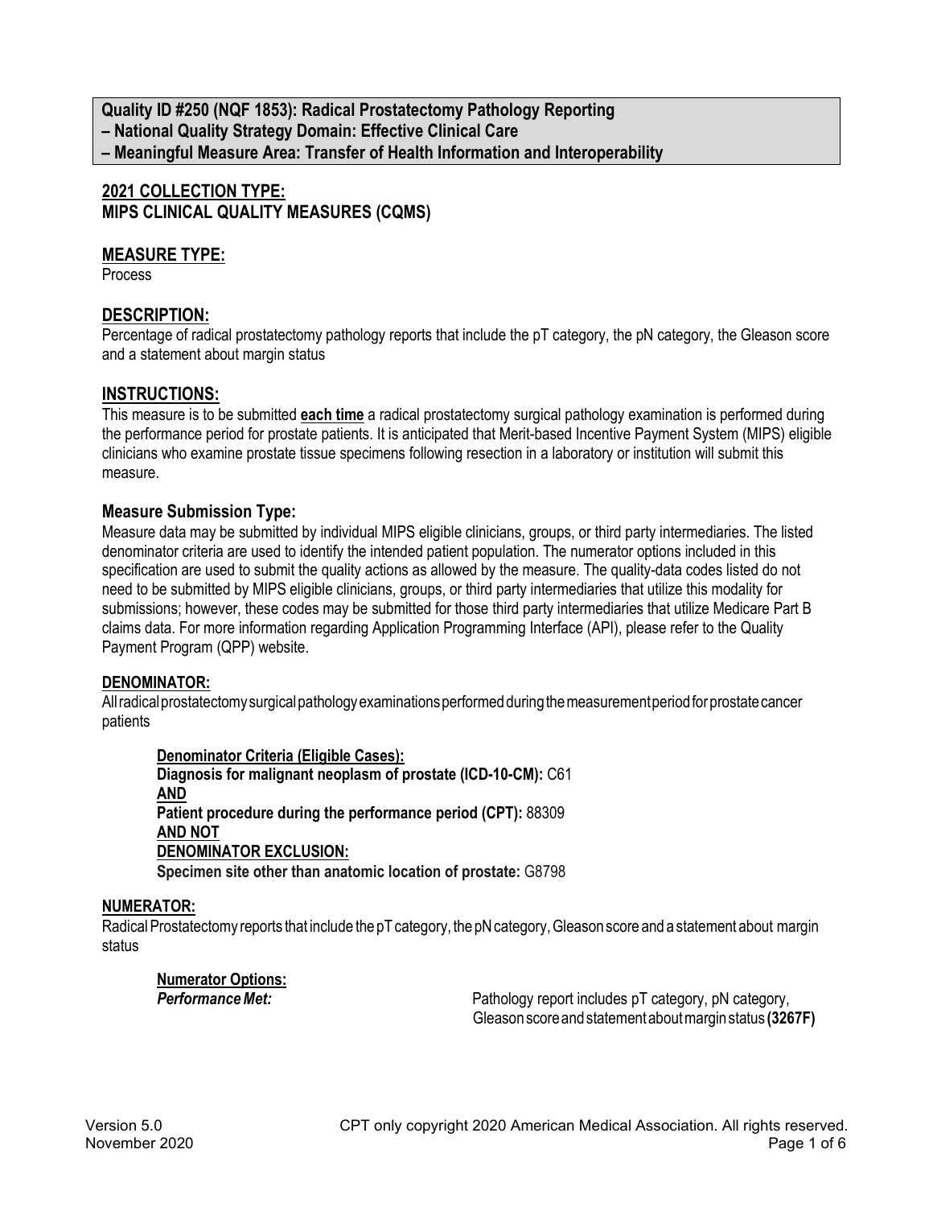**Quality ID #250 (NQF 1853): Radical Prostatectomy Pathology Reporting**
**– National Quality Strategy Domain: Effective Clinical Care**
**– Meaningful Measure Area: Transfer of Health Information and Interoperability**

## 2021 COLLECTION TYPE:
## MIPS CLINICAL QUALITY MEASURES (CQMS)

## MEASURE TYPE:

Process

## DESCRIPTION:

Percentage of radical prostatectomy pathology reports that include the pT category, the pN category, the Gleason score and a statement about margin status

## INSTRUCTIONS:

This measure is to be submitted **each time** a radical prostatectomy surgical pathology examination is performed during the performance period for prostate patients. It is anticipated that Merit-based Incentive Payment System (MIPS) eligible clinicians who examine prostate tissue specimens following resection in a laboratory or institution will submit this measure.

### Measure Submission Type:

Measure data may be submitted by individual MIPS eligible clinicians, groups, or third party intermediaries. The listed denominator criteria are used to identify the intended patient population. The numerator options included in this specification are used to submit the quality actions as allowed by the measure. The quality-data codes listed do not need to be submitted by MIPS eligible clinicians, groups, or third party intermediaries that utilize this modality for submissions; however, these codes may be submitted for those third party intermediaries that utilize Medicare Part B claims data. For more information regarding Application Programming Interface (API), please refer to the Quality Payment Program (QPP) website.

### DENOMINATOR:

All radical prostatectomy surgical pathology examinations performed during the measurement period for prostate cancer patients

**Denominator Criteria (Eligible Cases):**
**Diagnosis for malignant neoplasm of prostate (ICD-10-CM):** C61
**AND**
**Patient procedure during the performance period (CPT):** 88309
**AND NOT**
**DENOMINATOR EXCLUSION:**
**Specimen site other than anatomic location of prostate:** G8798

### NUMERATOR:

Radical Prostatectomy reports that include the pT category, the pN category, Gleason score and a statement about margin status

**Numerator Options:**
***Performance Met:*** Pathology report includes pT category, pN category, Gleason score and statement about margin status **(3267F)**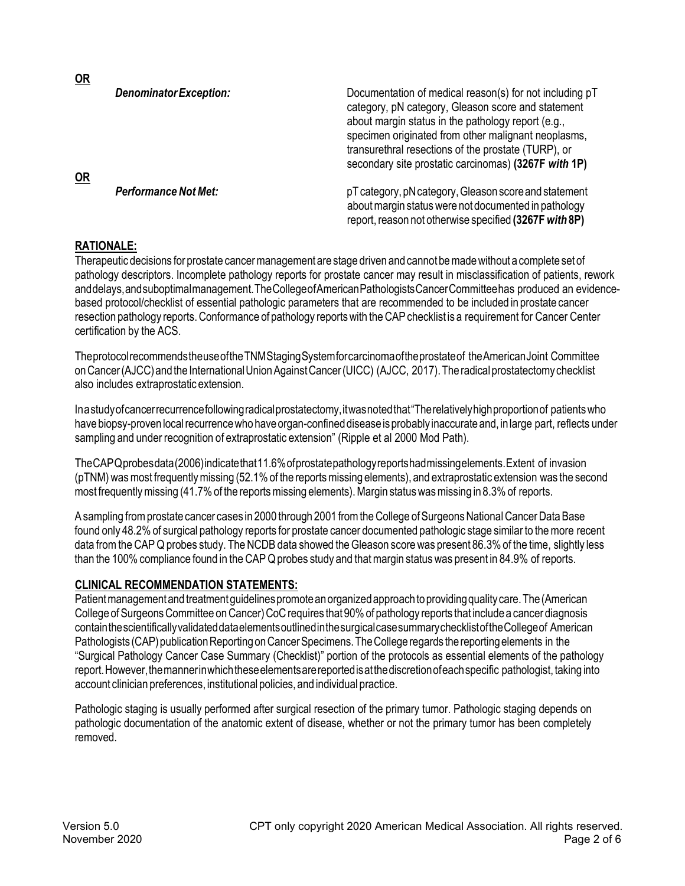**OR**

| | |
|---|---|
| ***Denominator Exception:*** | Documentation of medical reason(s) for not including pT category, pN category, Gleason score and statement about margin status in the pathology report (e.g., specimen originated from other malignant neoplasms, transurethral resections of the prostate (TURP), or secondary site prostatic carcinomas) **(3267F *with* 1P)** |

**OR**

| | |
|---|---|
| ***Performance Not Met:*** | pT category, pN category, Gleason score and statement about margin status were not documented in pathology report, reason not otherwise specified **(3267F *with* 8P)** |

## RATIONALE:

Therapeutic decisions for prostate cancer management are stage driven and cannot be made without a complete set of pathology descriptors. Incomplete pathology reports for prostate cancer may result in misclassification of patients, rework and delays, and suboptimal management. The College of American Pathologists Cancer Committee has produced an evidence-based protocol/checklist of essential pathologic parameters that are recommended to be included in prostate cancer resection pathology reports. Conformance of pathology reports with the CAP checklist is a requirement for Cancer Center certification by the ACS.

The protocol recommends the use of the TNM Staging System for carcinoma of the prostate of the American Joint Committee on Cancer (AJCC) and the International Union Against Cancer (UICC) (AJCC, 2017). The radical prostatectomy checklist also includes extraprostatic extension.

In a study of cancer recurrence following radical prostatectomy, it was noted that "The relatively high proportion of patients who have biopsy-proven local recurrence who have organ-confined disease is probably inaccurate and, in large part, reflects under sampling and under recognition of extraprostatic extension" (Ripple et al 2000 Mod Path).

The CAP Q probes data (2006) indicate that 11.6% of prostate pathology reports had missing elements. Extent of invasion (pTNM) was most frequently missing (52.1% of the reports missing elements), and extraprostatic extension was the second most frequently missing (41.7% of the reports missing elements). Margin status was missing in 8.3% of reports.

A sampling from prostate cancer cases in 2000 through 2001 from the College of Surgeons National Cancer Data Base found only 48.2% of surgical pathology reports for prostate cancer documented pathologic stage similar to the more recent data from the CAP Q probes study. The NCDB data showed the Gleason score was present 86.3% of the time, slightly less than the 100% compliance found in the CAP Q probes study and that margin status was present in 84.9% of reports.

## CLINICAL RECOMMENDATION STATEMENTS:

Patient management and treatment guidelines promote an organized approach to providing quality care. The (American College of Surgeons Committee on Cancer) CoC requires that 90% of pathology reports that include a cancer diagnosis contain the scientifically validated data elements outlined in the surgical case summary checklist of the College of American Pathologists (CAP) publication Reporting on Cancer Specimens. The College regards the reporting elements in the "Surgical Pathology Cancer Case Summary (Checklist)" portion of the protocols as essential elements of the pathology report. However, the manner in which these elements are reported is at the discretion of each specific pathologist, taking into account clinician preferences, institutional policies, and individual practice.

Pathologic staging is usually performed after surgical resection of the primary tumor. Pathologic staging depends on pathologic documentation of the anatomic extent of disease, whether or not the primary tumor has been completely removed.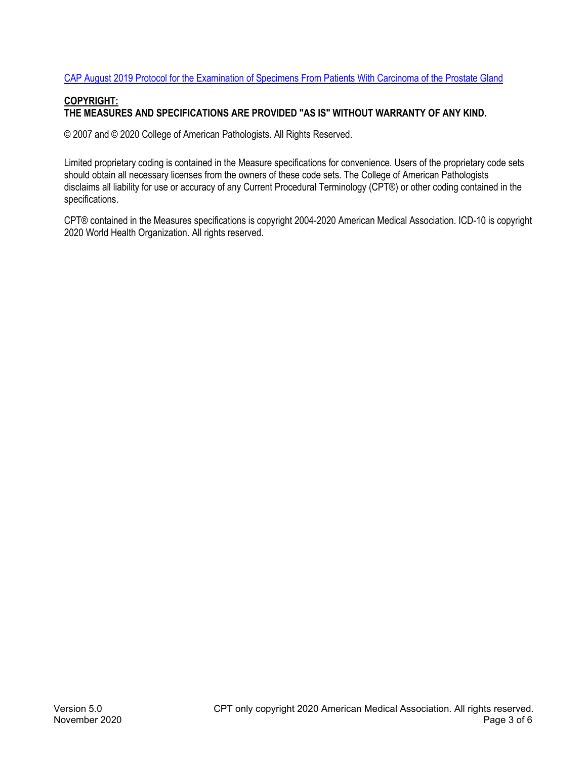[CAP August 2019 Protocol for the Examination of Specimens From Patients With Carcinoma of the Prostate Gland]

**COPYRIGHT:**
**THE MEASURES AND SPECIFICATIONS ARE PROVIDED "AS IS" WITHOUT WARRANTY OF ANY KIND.**

© 2007 and © 2020 College of American Pathologists. All Rights Reserved.

Limited proprietary coding is contained in the Measure specifications for convenience. Users of the proprietary code sets should obtain all necessary licenses from the owners of these code sets. The College of American Pathologists disclaims all liability for use or accuracy of any Current Procedural Terminology (CPT®) or other coding contained in the specifications.

CPT® contained in the Measures specifications is copyright 2004-2020 American Medical Association. ICD-10 is copyright 2020 World Health Organization. All rights reserved.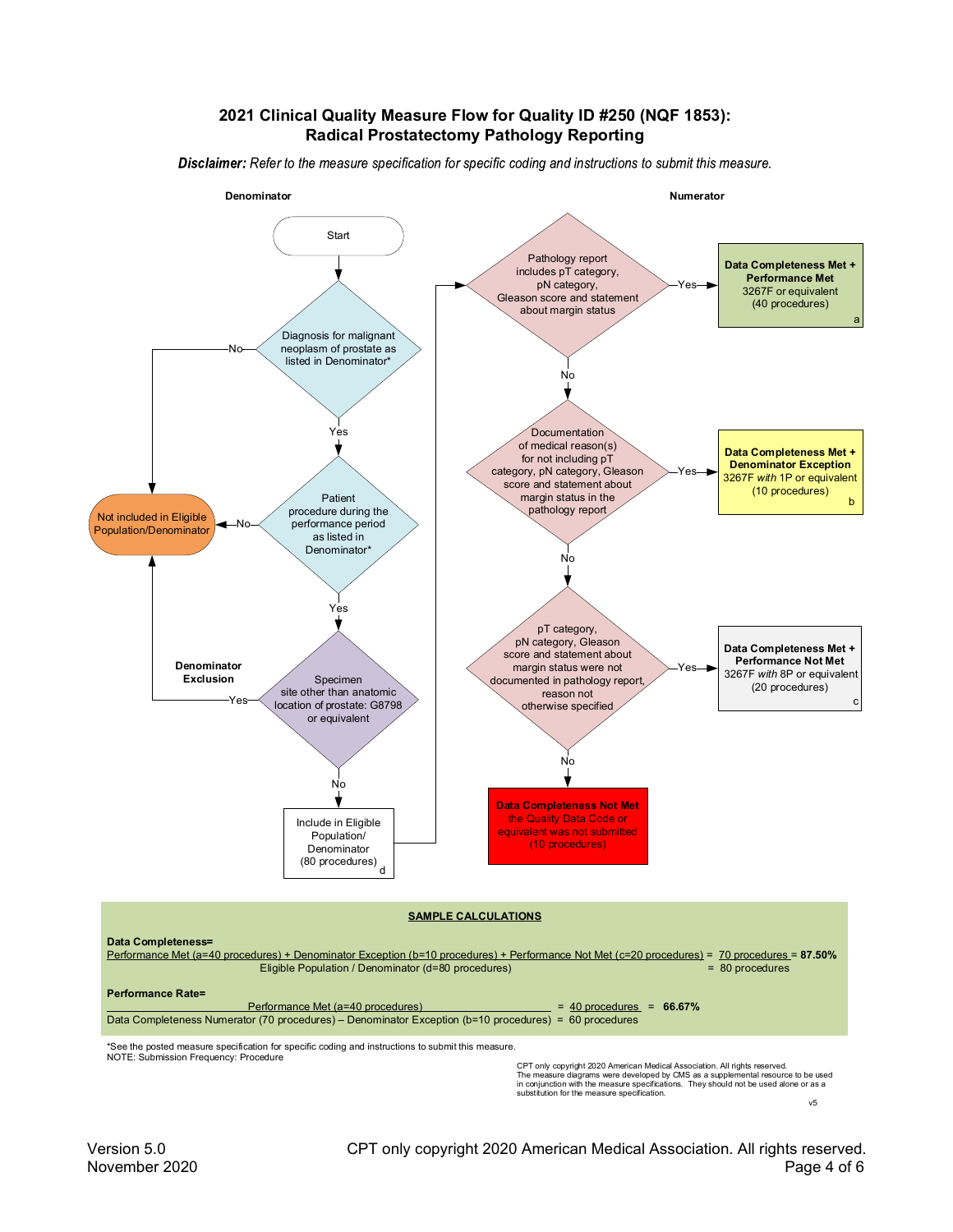# 2021 Clinical Quality Measure Flow for Quality ID #250 (NQF 1853): Radical Prostatectomy Pathology Reporting

***Disclaimer:*** *Refer to the measure specification for specific coding and instructions to submit this measure.*

**Denominator**

Start

Diagnosis for malignant neoplasm of prostate as listed in Denominator*
- No → Not included in Eligible Population/Denominator
- Yes ↓

Patient procedure during the performance period as listed in Denominator*
- No → Not included in Eligible Population/Denominator
- Yes ↓

**Denominator Exclusion**

Specimen site other than anatomic location of prostate: G8798 or equivalent
- Yes → Not included in Eligible Population/Denominator
- No ↓

Include in Eligible Population/ Denominator (80 procedures) d

**Numerator**

Pathology report includes pT category, pN category, Gleason score and statement about margin status
- Yes → **Data Completeness Met + Performance Met** 3267F or equivalent (40 procedures) a
- No ↓

Documentation of medical reason(s) for not including pT category, pN category, Gleason score and statement about margin status in the pathology report
- Yes → **Data Completeness Met + Denominator Exception** 3267F *with* 1P or equivalent (10 procedures) b
- No ↓

pT category, pN category, Gleason score and statement about margin status were not documented in pathology report, reason not otherwise specified
- Yes → **Data Completeness Met + Performance Not Met** 3267F *with* 8P or equivalent (20 procedures) c
- No ↓

**Data Completeness Not Met** the Quality Data Code or equivalent was not submitted (10 procedures)

## SAMPLE CALCULATIONS

**Data Completeness=**

Performance Met (a=40 procedures) + Denominator Exception (b=10 procedures) + Performance Not Met (c=20 procedures) = 70 procedures = **87.50%**
Eligible Population / Denominator (d=80 procedures) = 80 procedures

**Performance Rate=**

Performance Met (a=40 procedures) = 40 procedures = **66.67%**
Data Completeness Numerator (70 procedures) – Denominator Exception (b=10 procedures) = 60 procedures

*See the posted measure specification for specific coding and instructions to submit this measure.
NOTE: Submission Frequency: Procedure

CPT only copyright 2020 American Medical Association. All rights reserved.
The measure diagrams were developed by CMS as a supplemental resource to be used in conjunction with the measure specifications. They should not be used alone or as a substitution for the measure specification.

v5

Version 5.0
November 2020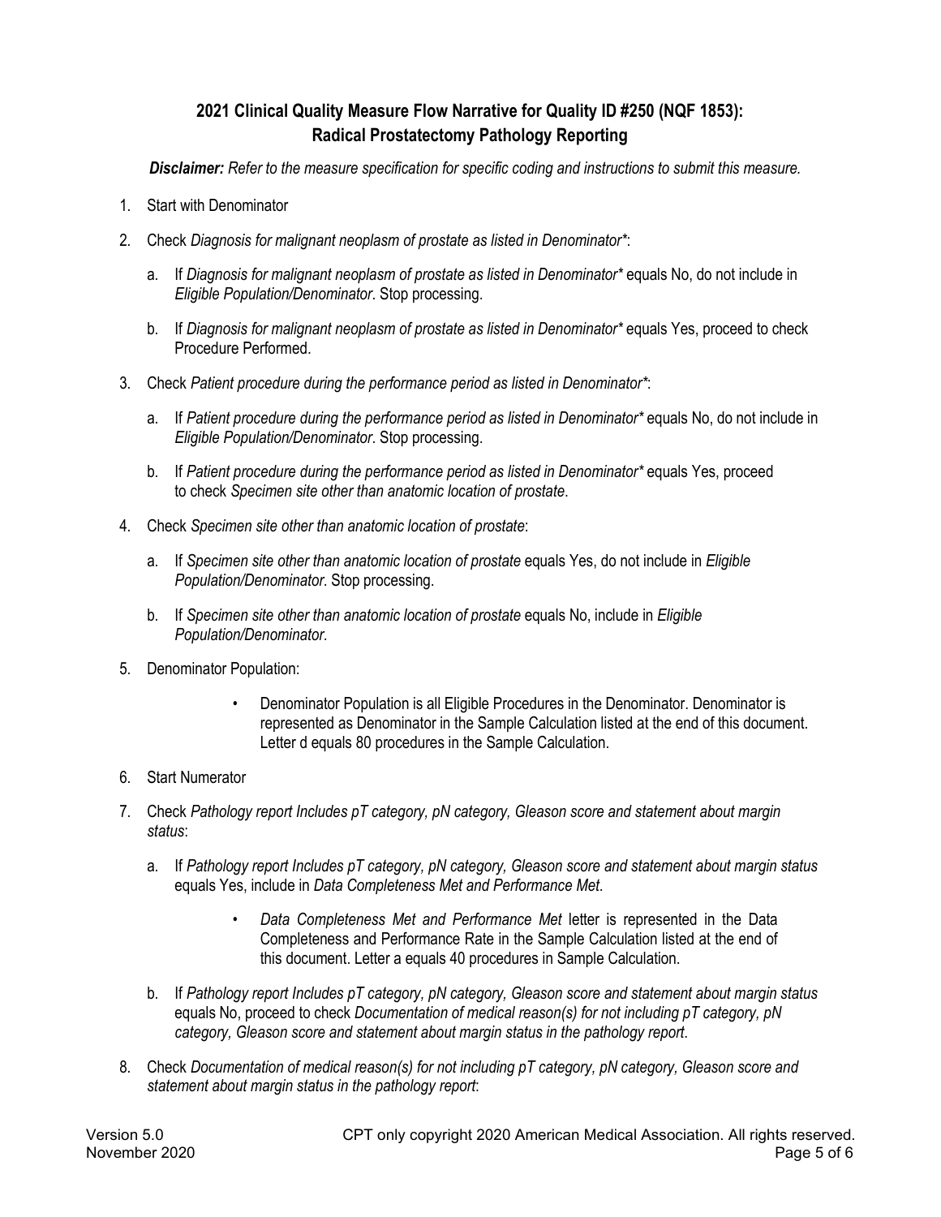## 2021 Clinical Quality Measure Flow Narrative for Quality ID #250 (NQF 1853): Radical Prostatectomy Pathology Reporting

***Disclaimer:*** *Refer to the measure specification for specific coding and instructions to submit this measure.*

1. Start with Denominator
2. Check *Diagnosis for malignant neoplasm of prostate as listed in Denominator**:
   a. If *Diagnosis for malignant neoplasm of prostate as listed in Denominator** equals No, do not include in *Eligible Population/Denominator*. Stop processing.
   b. If *Diagnosis for malignant neoplasm of prostate as listed in Denominator** equals Yes, proceed to check Procedure Performed.
3. Check *Patient procedure during the performance period as listed in Denominator**:
   a. If *Patient procedure during the performance period as listed in Denominator** equals No, do not include in *Eligible Population/Denominator*. Stop processing.
   b. If *Patient procedure during the performance period as listed in Denominator** equals Yes, proceed to check *Specimen site other than anatomic location of prostate*.
4. Check *Specimen site other than anatomic location of prostate*:
   a. If *Specimen site other than anatomic location of prostate* equals Yes, do not include in *Eligible Population/Denominator*. Stop processing.
   b. If *Specimen site other than anatomic location of prostate* equals No, include in *Eligible Population/Denominator*.
5. Denominator Population:
   - Denominator Population is all Eligible Procedures in the Denominator. Denominator is represented as Denominator in the Sample Calculation listed at the end of this document. Letter d equals 80 procedures in the Sample Calculation.
6. Start Numerator
7. Check *Pathology report Includes pT category, pN category, Gleason score and statement about margin status*:
   a. If *Pathology report Includes pT category, pN category, Gleason score and statement about margin status* equals Yes, include in *Data Completeness Met and Performance Met*.
      - *Data Completeness Met and Performance Met* letter is represented in the Data Completeness and Performance Rate in the Sample Calculation listed at the end of this document. Letter a equals 40 procedures in Sample Calculation.

   b. If *Pathology report Includes pT category, pN category, Gleason score and statement about margin status* equals No, proceed to check *Documentation of medical reason(s) for not including pT category, pN category, Gleason score and statement about margin status in the pathology report*.
8. Check *Documentation of medical reason(s) for not including pT category, pN category, Gleason score and statement about margin status in the pathology report*: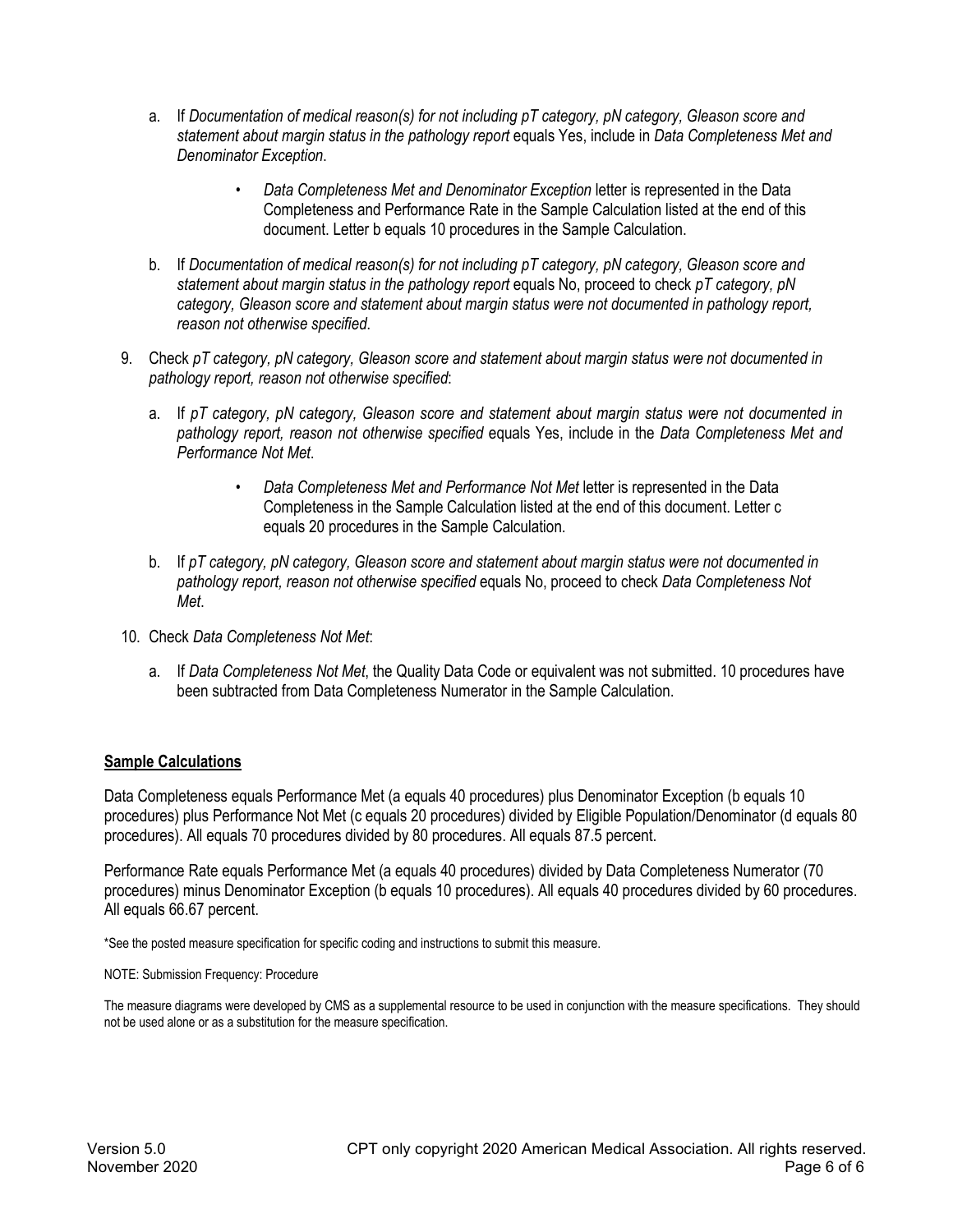a. If *Documentation of medical reason(s) for not including pT category, pN category, Gleason score and statement about margin status in the pathology report* equals Yes, include in *Data Completeness Met and Denominator Exception*.

      - *Data Completeness Met and Denominator Exception* letter is represented in the Data Completeness and Performance Rate in the Sample Calculation listed at the end of this document. Letter b equals 10 procedures in the Sample Calculation.

   b. If *Documentation of medical reason(s) for not including pT category, pN category, Gleason score and statement about margin status in the pathology report* equals No, proceed to check *pT category, pN category, Gleason score and statement about margin status were not documented in pathology report, reason not otherwise specified*.

9. Check *pT category, pN category, Gleason score and statement about margin status were not documented in pathology report, reason not otherwise specified*:

   a. If *pT category, pN category, Gleason score and statement about margin status were not documented in pathology report, reason not otherwise specified* equals Yes, include in the *Data Completeness Met and Performance Not Met*.

      - *Data Completeness Met and Performance Not Met* letter is represented in the Data Completeness in the Sample Calculation listed at the end of this document. Letter c equals 20 procedures in the Sample Calculation.

   b. If *pT category, pN category, Gleason score and statement about margin status were not documented in pathology report, reason not otherwise specified* equals No, proceed to check *Data Completeness Not Met*.

10. Check *Data Completeness Not Met*:

    a. If *Data Completeness Not Met*, the Quality Data Code or equivalent was not submitted. 10 procedures have been subtracted from Data Completeness Numerator in the Sample Calculation.

**Sample Calculations**

Data Completeness equals Performance Met (a equals 40 procedures) plus Denominator Exception (b equals 10 procedures) plus Performance Not Met (c equals 20 procedures) divided by Eligible Population/Denominator (d equals 80 procedures). All equals 70 procedures divided by 80 procedures. All equals 87.5 percent.

Performance Rate equals Performance Met (a equals 40 procedures) divided by Data Completeness Numerator (70 procedures) minus Denominator Exception (b equals 10 procedures). All equals 40 procedures divided by 60 procedures. All equals 66.67 percent.

*See the posted measure specification for specific coding and instructions to submit this measure.

NOTE: Submission Frequency: Procedure

The measure diagrams were developed by CMS as a supplemental resource to be used in conjunction with the measure specifications. They should not be used alone or as a substitution for the measure specification.

Version 5.0
November 2020

CPT only copyright 2020 American Medical Association. All rights reserved.